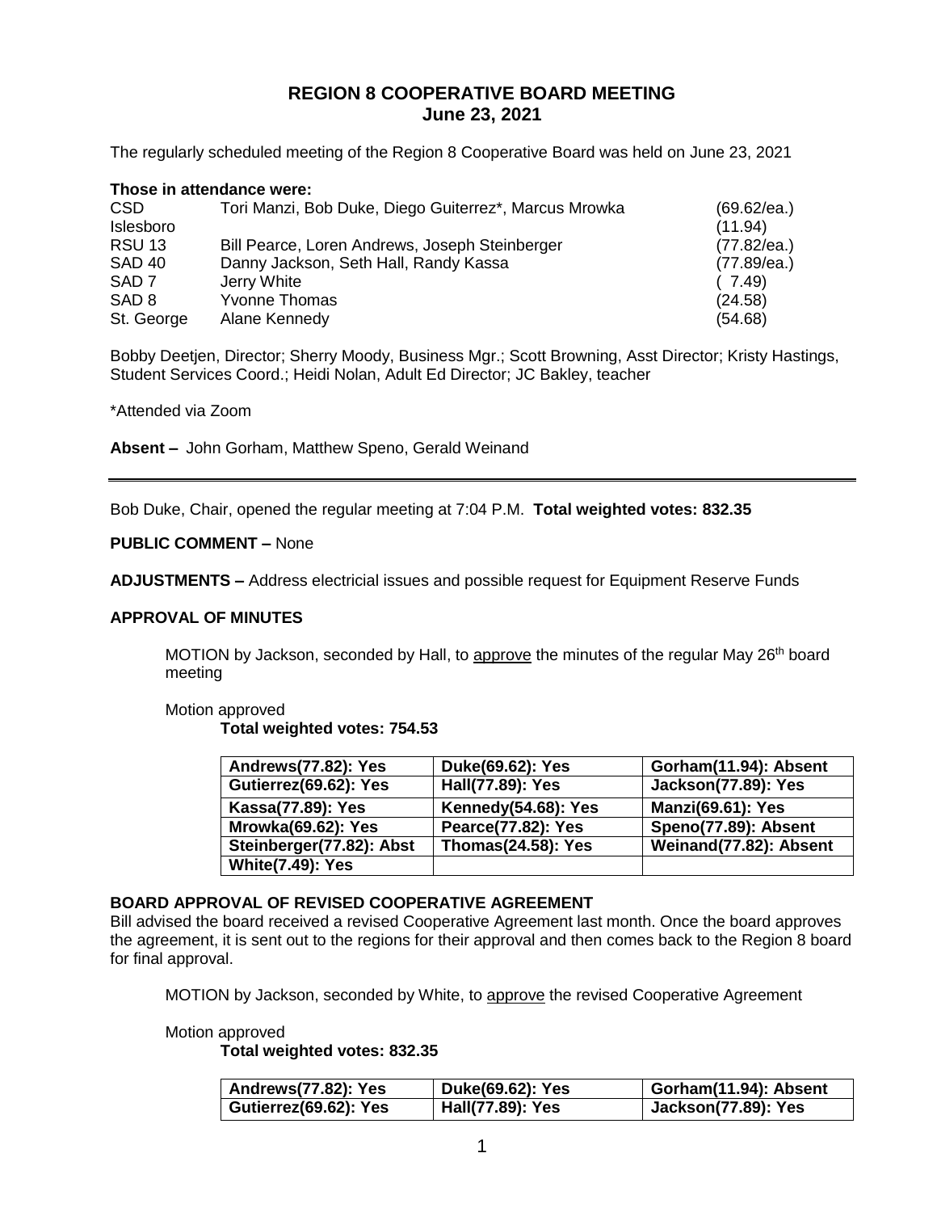# REGION 8 COOPERATIVE BOARD MEETING
## June 23, 2021

The regularly scheduled meeting of the Region 8 Cooperative Board was held on June 23, 2021

**Those in attendance were:**

| | | |
|---|---|---|
| CSD | Tori Manzi, Bob Duke, Diego Guiterrez*, Marcus Mrowka | (69.62/ea.) |
| Islesboro | | (11.94) |
| RSU 13 | Bill Pearce, Loren Andrews, Joseph Steinberger | (77.82/ea.) |
| SAD 40 | Danny Jackson, Seth Hall, Randy Kassa | (77.89/ea.) |
| SAD 7 | Jerry White | ( 7.49) |
| SAD 8 | Yvonne Thomas | (24.58) |
| St. George | Alane Kennedy | (54.68) |

Bobby Deetjen, Director; Sherry Moody, Business Mgr.; Scott Browning, Asst Director; Kristy Hastings, Student Services Coord.; Heidi Nolan, Adult Ed Director; JC Bakley, teacher

*Attended via Zoom

**Absent –** John Gorham, Matthew Speno, Gerald Weinand

---

Bob Duke, Chair, opened the regular meeting at 7:04 P.M. **Total weighted votes: 832.35**

**PUBLIC COMMENT –** None

**ADJUSTMENTS –** Address electricial issues and possible request for Equipment Reserve Funds

**APPROVAL OF MINUTES**

MOTION by Jackson, seconded by Hall, to approve the minutes of the regular May 26th board meeting

Motion approved
**Total weighted votes: 754.53**

| Andrews(77.82): Yes | Duke(69.62): Yes | Gorham(11.94): Absent |
|---|---|---|
| Gutierrez(69.62): Yes | Hall(77.89): Yes | Jackson(77.89): Yes |
| Kassa(77.89): Yes | Kennedy(54.68): Yes | Manzi(69.61): Yes |
| Mrowka(69.62): Yes | Pearce(77.82): Yes | Speno(77.89): Absent |
| Steinberger(77.82): Abst | Thomas(24.58): Yes | Weinand(77.82): Absent |
| White(7.49): Yes | | |

**BOARD APPROVAL OF REVISED COOPERATIVE AGREEMENT**

Bill advised the board received a revised Cooperative Agreement last month. Once the board approves the agreement, it is sent out to the regions for their approval and then comes back to the Region 8 board for final approval.

MOTION by Jackson, seconded by White, to approve the revised Cooperative Agreement

Motion approved
**Total weighted votes: 832.35**

| Andrews(77.82): Yes | Duke(69.62): Yes | Gorham(11.94): Absent |
|---|---|---|
| Gutierrez(69.62): Yes | Hall(77.89): Yes | Jackson(77.89): Yes |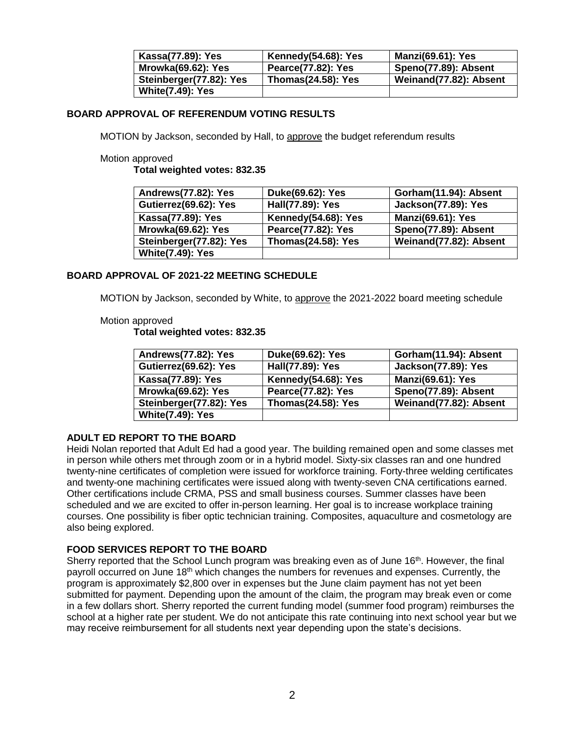| Kassa(77.89): Yes | Kennedy(54.68): Yes | Manzi(69.61): Yes |
|---|---|---|
| Mrowka(69.62): Yes | Pearce(77.82): Yes | Speno(77.89): Absent |
| Steinberger(77.82): Yes | Thomas(24.58): Yes | Weinand(77.82): Absent |
| White(7.49): Yes | | |

### BOARD APPROVAL OF REFERENDUM VOTING RESULTS

MOTION by Jackson, seconded by Hall, to approve the budget referendum results

Motion approved

**Total weighted votes: 832.35**

| Andrews(77.82): Yes | Duke(69.62): Yes | Gorham(11.94): Absent |
|---|---|---|
| Gutierrez(69.62): Yes | Hall(77.89): Yes | Jackson(77.89): Yes |
| Kassa(77.89): Yes | Kennedy(54.68): Yes | Manzi(69.61): Yes |
| Mrowka(69.62): Yes | Pearce(77.82): Yes | Speno(77.89): Absent |
| Steinberger(77.82): Yes | Thomas(24.58): Yes | Weinand(77.82): Absent |
| White(7.49): Yes | | |

### BOARD APPROVAL OF 2021-22 MEETING SCHEDULE

MOTION by Jackson, seconded by White, to approve the 2021-2022 board meeting schedule

Motion approved

**Total weighted votes: 832.35**

| Andrews(77.82): Yes | Duke(69.62): Yes | Gorham(11.94): Absent |
|---|---|---|
| Gutierrez(69.62): Yes | Hall(77.89): Yes | Jackson(77.89): Yes |
| Kassa(77.89): Yes | Kennedy(54.68): Yes | Manzi(69.61): Yes |
| Mrowka(69.62): Yes | Pearce(77.82): Yes | Speno(77.89): Absent |
| Steinberger(77.82): Yes | Thomas(24.58): Yes | Weinand(77.82): Absent |
| White(7.49): Yes | | |

### ADULT ED REPORT TO THE BOARD

Heidi Nolan reported that Adult Ed had a good year. The building remained open and some classes met in person while others met through zoom or in a hybrid model. Sixty-six classes ran and one hundred twenty-nine certificates of completion were issued for workforce training. Forty-three welding certificates and twenty-one machining certificates were issued along with twenty-seven CNA certifications earned. Other certifications include CRMA, PSS and small business courses. Summer classes have been scheduled and we are excited to offer in-person learning. Her goal is to increase workplace training courses. One possibility is fiber optic technician training. Composites, aquaculture and cosmetology are also being explored.

### FOOD SERVICES REPORT TO THE BOARD

Sherry reported that the School Lunch program was breaking even as of June 16th. However, the final payroll occurred on June 18th which changes the numbers for revenues and expenses. Currently, the program is approximately $2,800 over in expenses but the June claim payment has not yet been submitted for payment. Depending upon the amount of the claim, the program may break even or come in a few dollars short. Sherry reported the current funding model (summer food program) reimburses the school at a higher rate per student. We do not anticipate this rate continuing into next school year but we may receive reimbursement for all students next year depending upon the state's decisions.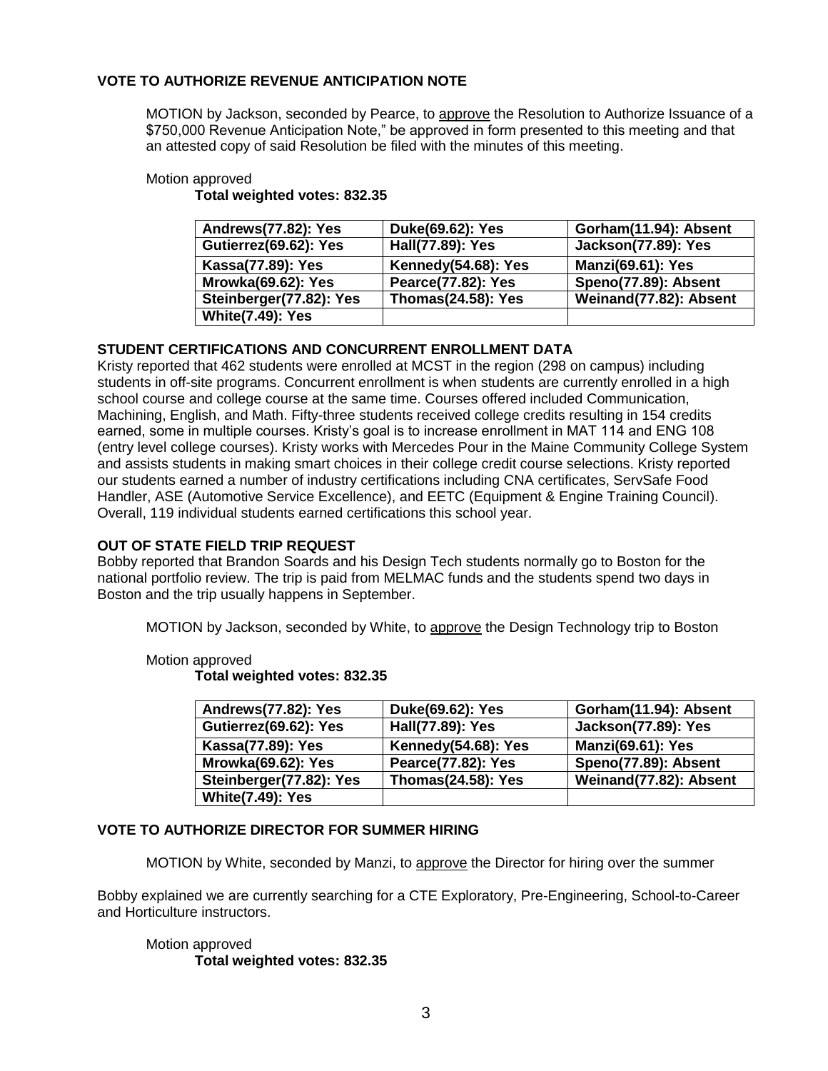### VOTE TO AUTHORIZE REVENUE ANTICIPATION NOTE

MOTION by Jackson, seconded by Pearce, to approve the Resolution to Authorize Issuance of a $750,000 Revenue Anticipation Note," be approved in form presented to this meeting and that an attested copy of said Resolution be filed with the minutes of this meeting.

Motion approved

**Total weighted votes: 832.35**

| Andrews(77.82): Yes | Duke(69.62): Yes | Gorham(11.94): Absent |
|---|---|---|
| Gutierrez(69.62): Yes | Hall(77.89): Yes | Jackson(77.89): Yes |
| Kassa(77.89): Yes | Kennedy(54.68): Yes | Manzi(69.61): Yes |
| Mrowka(69.62): Yes | Pearce(77.82): Yes | Speno(77.89): Absent |
| Steinberger(77.82): Yes | Thomas(24.58): Yes | Weinand(77.82): Absent |
| White(7.49): Yes | | |

### STUDENT CERTIFICATIONS AND CONCURRENT ENROLLMENT DATA

Kristy reported that 462 students were enrolled at MCST in the region (298 on campus) including students in off-site programs. Concurrent enrollment is when students are currently enrolled in a high school course and college course at the same time. Courses offered included Communication, Machining, English, and Math. Fifty-three students received college credits resulting in 154 credits earned, some in multiple courses. Kristy's goal is to increase enrollment in MAT 114 and ENG 108 (entry level college courses). Kristy works with Mercedes Pour in the Maine Community College System and assists students in making smart choices in their college credit course selections. Kristy reported our students earned a number of industry certifications including CNA certificates, ServSafe Food Handler, ASE (Automotive Service Excellence), and EETC (Equipment & Engine Training Council). Overall, 119 individual students earned certifications this school year.

### OUT OF STATE FIELD TRIP REQUEST

Bobby reported that Brandon Soards and his Design Tech students normally go to Boston for the national portfolio review. The trip is paid from MELMAC funds and the students spend two days in Boston and the trip usually happens in September.

MOTION by Jackson, seconded by White, to approve the Design Technology trip to Boston

Motion approved

**Total weighted votes: 832.35**

| Andrews(77.82): Yes | Duke(69.62): Yes | Gorham(11.94): Absent |
|---|---|---|
| Gutierrez(69.62): Yes | Hall(77.89): Yes | Jackson(77.89): Yes |
| Kassa(77.89): Yes | Kennedy(54.68): Yes | Manzi(69.61): Yes |
| Mrowka(69.62): Yes | Pearce(77.82): Yes | Speno(77.89): Absent |
| Steinberger(77.82): Yes | Thomas(24.58): Yes | Weinand(77.82): Absent |
| White(7.49): Yes | | |

### VOTE TO AUTHORIZE DIRECTOR FOR SUMMER HIRING

MOTION by White, seconded by Manzi, to approve the Director for hiring over the summer

Bobby explained we are currently searching for a CTE Exploratory, Pre-Engineering, School-to-Career and Horticulture instructors.

Motion approved

**Total weighted votes: 832.35**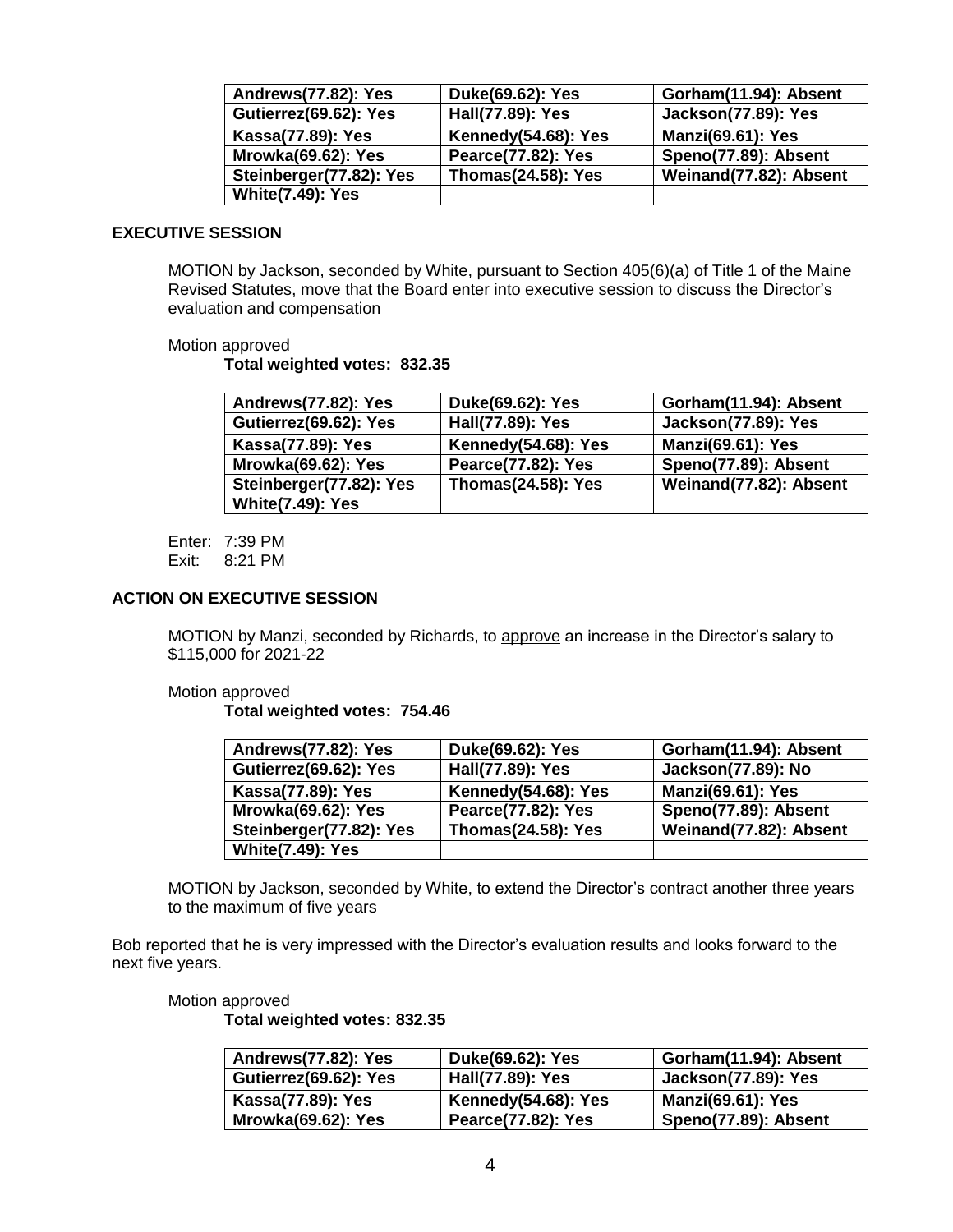| Andrews(77.82): Yes | Duke(69.62): Yes | Gorham(11.94): Absent |
|---|---|---|
| Gutierrez(69.62): Yes | Hall(77.89): Yes | Jackson(77.89): Yes |
| Kassa(77.89): Yes | Kennedy(54.68): Yes | Manzi(69.61): Yes |
| Mrowka(69.62): Yes | Pearce(77.82): Yes | Speno(77.89): Absent |
| Steinberger(77.82): Yes | Thomas(24.58): Yes | Weinand(77.82): Absent |
| White(7.49): Yes | | |

### EXECUTIVE SESSION

MOTION by Jackson, seconded by White, pursuant to Section 405(6)(a) of Title 1 of the Maine Revised Statutes, move that the Board enter into executive session to discuss the Director's evaluation and compensation

Motion approved

**Total weighted votes: 832.35**

| Andrews(77.82): Yes | Duke(69.62): Yes | Gorham(11.94): Absent |
|---|---|---|
| Gutierrez(69.62): Yes | Hall(77.89): Yes | Jackson(77.89): Yes |
| Kassa(77.89): Yes | Kennedy(54.68): Yes | Manzi(69.61): Yes |
| Mrowka(69.62): Yes | Pearce(77.82): Yes | Speno(77.89): Absent |
| Steinberger(77.82): Yes | Thomas(24.58): Yes | Weinand(77.82): Absent |
| White(7.49): Yes | | |

Enter: 7:39 PM
Exit: 8:21 PM

### ACTION ON EXECUTIVE SESSION

MOTION by Manzi, seconded by Richards, to approve an increase in the Director's salary to \$115,000 for 2021-22

Motion approved

**Total weighted votes: 754.46**

| Andrews(77.82): Yes | Duke(69.62): Yes | Gorham(11.94): Absent |
|---|---|---|
| Gutierrez(69.62): Yes | Hall(77.89): Yes | Jackson(77.89): No |
| Kassa(77.89): Yes | Kennedy(54.68): Yes | Manzi(69.61): Yes |
| Mrowka(69.62): Yes | Pearce(77.82): Yes | Speno(77.89): Absent |
| Steinberger(77.82): Yes | Thomas(24.58): Yes | Weinand(77.82): Absent |
| White(7.49): Yes | | |

MOTION by Jackson, seconded by White, to extend the Director's contract another three years to the maximum of five years

Bob reported that he is very impressed with the Director's evaluation results and looks forward to the next five years.

Motion approved

**Total weighted votes: 832.35**

| Andrews(77.82): Yes | Duke(69.62): Yes | Gorham(11.94): Absent |
|---|---|---|
| Gutierrez(69.62): Yes | Hall(77.89): Yes | Jackson(77.89): Yes |
| Kassa(77.89): Yes | Kennedy(54.68): Yes | Manzi(69.61): Yes |
| Mrowka(69.62): Yes | Pearce(77.82): Yes | Speno(77.89): Absent |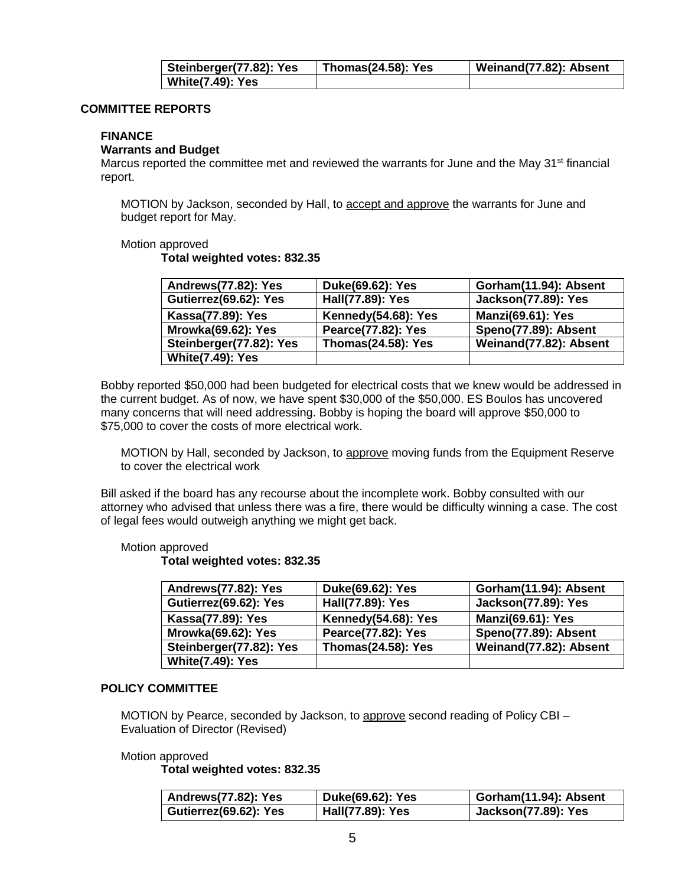| Steinberger(77.82): Yes | Thomas(24.58): Yes | Weinand(77.82): Absent |
|---|---|---|
| White(7.49): Yes | | |

## COMMITTEE REPORTS

### FINANCE

**Warrants and Budget**

Marcus reported the committee met and reviewed the warrants for June and the May 31st financial report.

MOTION by Jackson, seconded by Hall, to accept and approve the warrants for June and budget report for May.

Motion approved

**Total weighted votes: 832.35**

| Andrews(77.82): Yes | Duke(69.62): Yes | Gorham(11.94): Absent |
|---|---|---|
| Gutierrez(69.62): Yes | Hall(77.89): Yes | Jackson(77.89): Yes |
| Kassa(77.89): Yes | Kennedy(54.68): Yes | Manzi(69.61): Yes |
| Mrowka(69.62): Yes | Pearce(77.82): Yes | Speno(77.89): Absent |
| Steinberger(77.82): Yes | Thomas(24.58): Yes | Weinand(77.82): Absent |
| White(7.49): Yes | | |

Bobby reported $50,000 had been budgeted for electrical costs that we knew would be addressed in the current budget. As of now, we have spent $30,000 of the $50,000. ES Boulos has uncovered many concerns that will need addressing. Bobby is hoping the board will approve $50,000 to $75,000 to cover the costs of more electrical work.

MOTION by Hall, seconded by Jackson, to approve moving funds from the Equipment Reserve to cover the electrical work

Bill asked if the board has any recourse about the incomplete work. Bobby consulted with our attorney who advised that unless there was a fire, there would be difficulty winning a case. The cost of legal fees would outweigh anything we might get back.

Motion approved

**Total weighted votes: 832.35**

| Andrews(77.82): Yes | Duke(69.62): Yes | Gorham(11.94): Absent |
|---|---|---|
| Gutierrez(69.62): Yes | Hall(77.89): Yes | Jackson(77.89): Yes |
| Kassa(77.89): Yes | Kennedy(54.68): Yes | Manzi(69.61): Yes |
| Mrowka(69.62): Yes | Pearce(77.82): Yes | Speno(77.89): Absent |
| Steinberger(77.82): Yes | Thomas(24.58): Yes | Weinand(77.82): Absent |
| White(7.49): Yes | | |

### POLICY COMMITTEE

MOTION by Pearce, seconded by Jackson, to approve second reading of Policy CBI – Evaluation of Director (Revised)

Motion approved

**Total weighted votes: 832.35**

| Andrews(77.82): Yes | Duke(69.62): Yes | Gorham(11.94): Absent |
|---|---|---|
| Gutierrez(69.62): Yes | Hall(77.89): Yes | Jackson(77.89): Yes |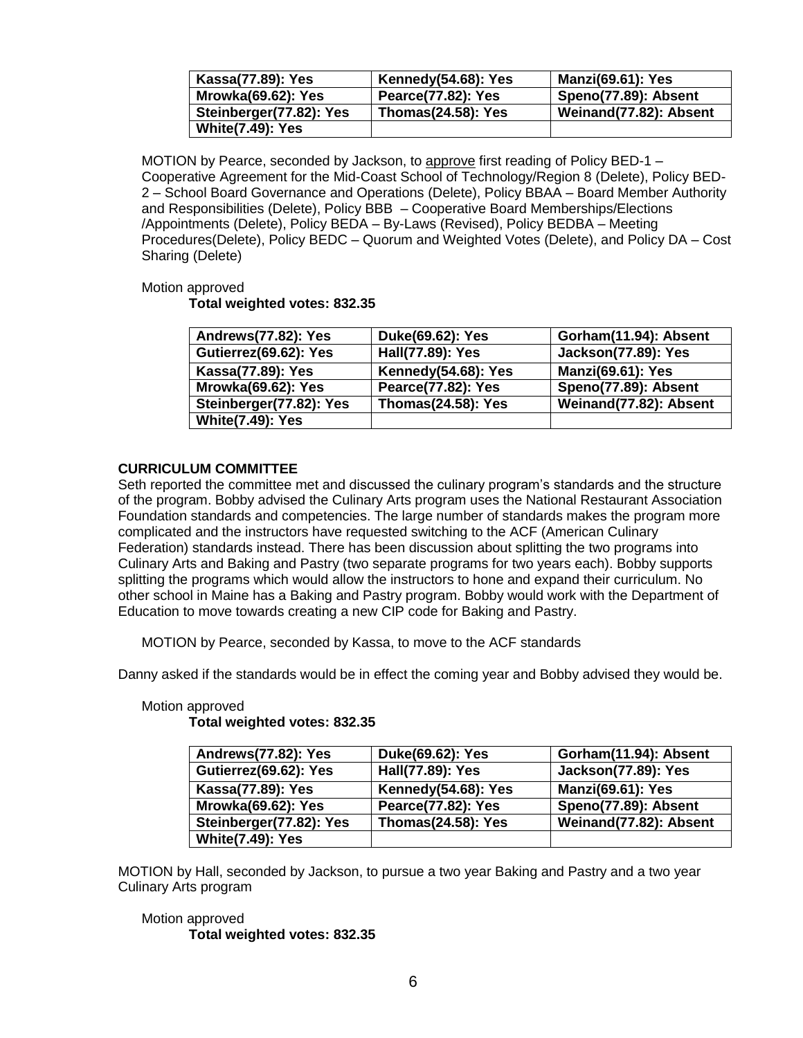| **Kassa(77.89): Yes** | **Kennedy(54.68): Yes** | **Manzi(69.61): Yes** |
|---|---|---|
| **Mrowka(69.62): Yes** | **Pearce(77.82): Yes** | **Speno(77.89): Absent** |
| **Steinberger(77.82): Yes** | **Thomas(24.58): Yes** | **Weinand(77.82): Absent** |
| **White(7.49): Yes** | | |

MOTION by Pearce, seconded by Jackson, to approve first reading of Policy BED-1 – Cooperative Agreement for the Mid-Coast School of Technology/Region 8 (Delete), Policy BED-2 – School Board Governance and Operations (Delete), Policy BBAA – Board Member Authority and Responsibilities (Delete), Policy BBB – Cooperative Board Memberships/Elections /Appointments (Delete), Policy BEDA – By-Laws (Revised), Policy BEDBA – Meeting Procedures(Delete), Policy BEDC – Quorum and Weighted Votes (Delete), and Policy DA – Cost Sharing (Delete)

Motion approved

**Total weighted votes: 832.35**

| **Andrews(77.82): Yes** | **Duke(69.62): Yes** | **Gorham(11.94): Absent** |
|---|---|---|
| **Gutierrez(69.62): Yes** | **Hall(77.89): Yes** | **Jackson(77.89): Yes** |
| **Kassa(77.89): Yes** | **Kennedy(54.68): Yes** | **Manzi(69.61): Yes** |
| **Mrowka(69.62): Yes** | **Pearce(77.82): Yes** | **Speno(77.89): Absent** |
| **Steinberger(77.82): Yes** | **Thomas(24.58): Yes** | **Weinand(77.82): Absent** |
| **White(7.49): Yes** | | |

**CURRICULUM COMMITTEE**

Seth reported the committee met and discussed the culinary program's standards and the structure of the program. Bobby advised the Culinary Arts program uses the National Restaurant Association Foundation standards and competencies. The large number of standards makes the program more complicated and the instructors have requested switching to the ACF (American Culinary Federation) standards instead. There has been discussion about splitting the two programs into Culinary Arts and Baking and Pastry (two separate programs for two years each). Bobby supports splitting the programs which would allow the instructors to hone and expand their curriculum. No other school in Maine has a Baking and Pastry program. Bobby would work with the Department of Education to move towards creating a new CIP code for Baking and Pastry.

MOTION by Pearce, seconded by Kassa, to move to the ACF standards

Danny asked if the standards would be in effect the coming year and Bobby advised they would be.

Motion approved

**Total weighted votes: 832.35**

| **Andrews(77.82): Yes** | **Duke(69.62): Yes** | **Gorham(11.94): Absent** |
|---|---|---|
| **Gutierrez(69.62): Yes** | **Hall(77.89): Yes** | **Jackson(77.89): Yes** |
| **Kassa(77.89): Yes** | **Kennedy(54.68): Yes** | **Manzi(69.61): Yes** |
| **Mrowka(69.62): Yes** | **Pearce(77.82): Yes** | **Speno(77.89): Absent** |
| **Steinberger(77.82): Yes** | **Thomas(24.58): Yes** | **Weinand(77.82): Absent** |
| **White(7.49): Yes** | | |

MOTION by Hall, seconded by Jackson, to pursue a two year Baking and Pastry and a two year Culinary Arts program

Motion approved

**Total weighted votes: 832.35**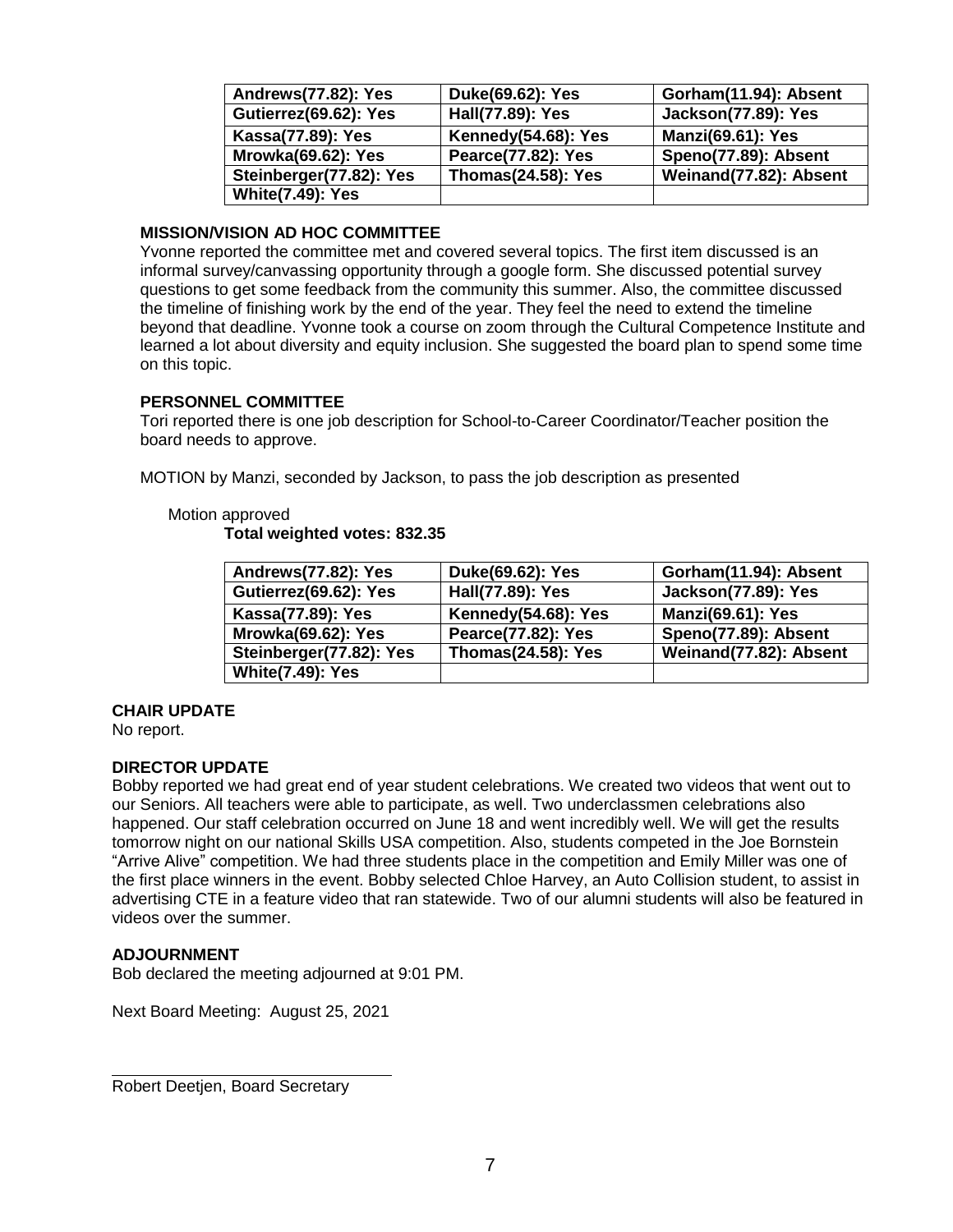| | | |
|---|---|---|
| **Andrews(77.82): Yes** | **Duke(69.62): Yes** | **Gorham(11.94): Absent** |
| **Gutierrez(69.62): Yes** | **Hall(77.89): Yes** | **Jackson(77.89): Yes** |
| **Kassa(77.89): Yes** | **Kennedy(54.68): Yes** | **Manzi(69.61): Yes** |
| **Mrowka(69.62): Yes** | **Pearce(77.82): Yes** | **Speno(77.89): Absent** |
| **Steinberger(77.82): Yes** | **Thomas(24.58): Yes** | **Weinand(77.82): Absent** |
| **White(7.49): Yes** | | |

**MISSION/VISION AD HOC COMMITTEE**

Yvonne reported the committee met and covered several topics. The first item discussed is an informal survey/canvassing opportunity through a google form. She discussed potential survey questions to get some feedback from the community this summer. Also, the committee discussed the timeline of finishing work by the end of the year. They feel the need to extend the timeline beyond that deadline. Yvonne took a course on zoom through the Cultural Competence Institute and learned a lot about diversity and equity inclusion. She suggested the board plan to spend some time on this topic.

**PERSONNEL COMMITTEE**

Tori reported there is one job description for School-to-Career Coordinator/Teacher position the board needs to approve.

MOTION by Manzi, seconded by Jackson, to pass the job description as presented

Motion approved

**Total weighted votes: 832.35**

| | | |
|---|---|---|
| **Andrews(77.82): Yes** | **Duke(69.62): Yes** | **Gorham(11.94): Absent** |
| **Gutierrez(69.62): Yes** | **Hall(77.89): Yes** | **Jackson(77.89): Yes** |
| **Kassa(77.89): Yes** | **Kennedy(54.68): Yes** | **Manzi(69.61): Yes** |
| **Mrowka(69.62): Yes** | **Pearce(77.82): Yes** | **Speno(77.89): Absent** |
| **Steinberger(77.82): Yes** | **Thomas(24.58): Yes** | **Weinand(77.82): Absent** |
| **White(7.49): Yes** | | |

**CHAIR UPDATE**

No report.

**DIRECTOR UPDATE**

Bobby reported we had great end of year student celebrations. We created two videos that went out to our Seniors. All teachers were able to participate, as well. Two underclassmen celebrations also happened. Our staff celebration occurred on June 18 and went incredibly well. We will get the results tomorrow night on our national Skills USA competition. Also, students competed in the Joe Bornstein "Arrive Alive" competition. We had three students place in the competition and Emily Miller was one of the first place winners in the event. Bobby selected Chloe Harvey, an Auto Collision student, to assist in advertising CTE in a feature video that ran statewide. Two of our alumni students will also be featured in videos over the summer.

**ADJOURNMENT**

Bob declared the meeting adjourned at 9:01 PM.

Next Board Meeting: August 25, 2021

\_\_\_\_\_\_\_\_\_\_\_\_\_\_\_\_\_\_\_\_\_\_\_\_\_\_\_\_\_\_

Robert Deetjen, Board Secretary